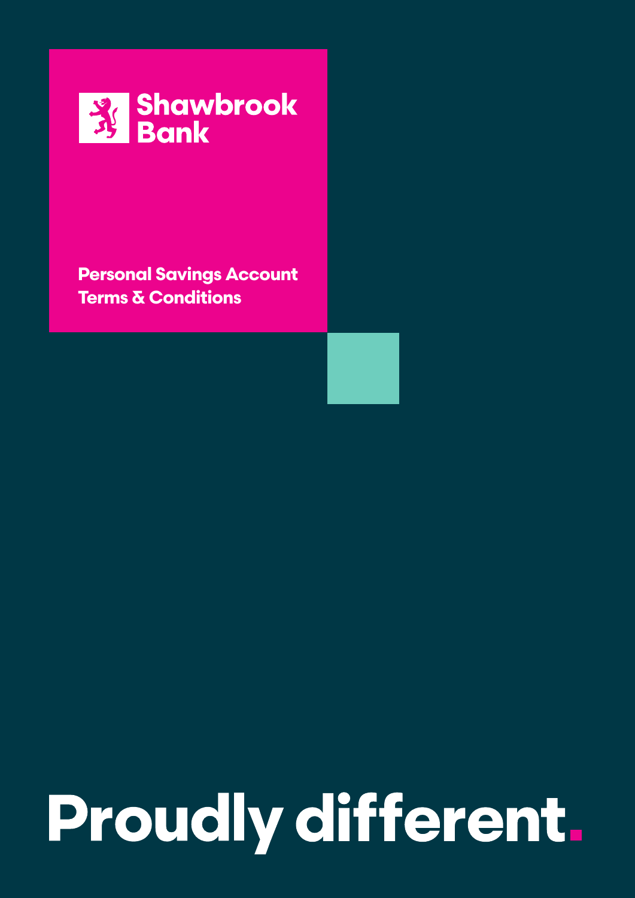Shawbrook Bank

# Personal Savings Account Terms & Conditions

Proudly different.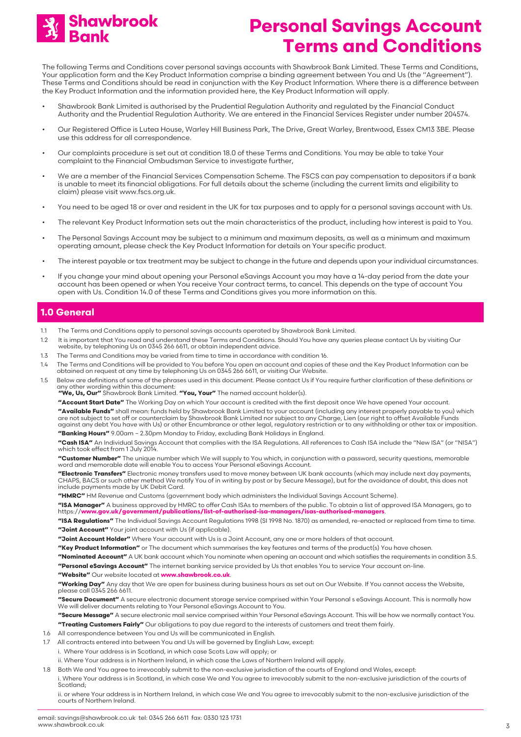# Personal Savings Account Terms and Conditions

Shawbrook Bank

The following Terms and Conditions cover personal savings accounts with Shawbrook Bank Limited. These Terms and Conditions, Your application form and the Key Product Information comprise a binding agreement between You and Us (the "Agreement"). These Terms and Conditions should be read in conjunction with the Key Product Information. Where there is a difference between the Key Product Information and the information provided here, the Key Product Information will apply.

- Shawbrook Bank Limited is authorised by the Prudential Regulation Authority and regulated by the Financial Conduct Authority and the Prudential Regulation Authority. We are entered in the Financial Services Register under number 204574.
- Our Registered Office is Lutea House, Warley Hill Business Park, The Drive, Great Warley, Brentwood, Essex CM13 3BE. Please use this address for all correspondence.
- Our complaints procedure is set out at condition 18.0 of these Terms and Conditions. You may be able to take Your complaint to the Financial Ombudsman Service to investigate further,
- We are a member of the Financial Services Compensation Scheme. The FSCS can pay compensation to depositors if a bank is unable to meet its financial obligations. For full details about the scheme (including the current limits and eligibility to claim) please visit www.fscs.org.uk.
- You need to be aged 18 or over and resident in the UK for tax purposes and to apply for a personal savings account with Us.
- The relevant Key Product Information sets out the main characteristics of the product, including how interest is paid to You.
- The Personal Savings Account may be subject to a minimum and maximum deposits, as well as a minimum and maximum operating amount, please check the Key Product Information for details on Your specific product.
- The interest payable or tax treatment may be subject to change in the future and depends upon your individual circumstances.
- If you change your mind about opening your Personal eSavings Account you may have a 14-day period from the date your account has been opened or when You receive Your contract terms, to cancel. This depends on the type of account You open with Us. Condition 14.0 of these Terms and Conditions gives you more information on this.

## 1.0 General

1.1 The Terms and Conditions apply to personal savings accounts operated by Shawbrook Bank Limited.

1.2 It is important that You read and understand these Terms and Conditions. Should You have any queries please contact Us by visiting Our website, by telephoning Us on 0345 266 6611, or obtain independent advice.

1.3 The Terms and Conditions may be varied from time to time in accordance with condition 16.

1.4 The Terms and Conditions will be provided to You before You open an account and copies of these and the Key Product Information can be obtained on request at any time by telephoning Us on 0345 266 6611, or visiting Our Website.

1.5 Below are definitions of some of the phrases used in this document. Please contact Us if You require further clarification of these definitions or any other wording within this document:

**"We, Us, Our"** Shawbrook Bank Limited. **"You, Your"** The named account holder(s).

**"Account Start Date"** The Working Day on which Your account is credited with the first deposit once We have opened Your account.

**"Available Funds"** shall mean: funds held by Shawbrook Bank Limited to your account (including any interest properly payable to you) which are not subject to set off or counterclaim by Shawbrook Bank Limited nor subject to any Charge, Lien (our right to offset Available Funds against any debt You have with Us) or other Encumbrance or other legal, regulatory restriction or to any withholding or other tax or imposition.

**"Banking Hours"** 9.00am – 2.30pm Monday to Friday, excluding Bank Holidays in England.

**"Cash ISA"** An Individual Savings Account that complies with the ISA Regulations. All references to Cash ISA include the "New ISA" (or "NISA") which took effect from 1 July 2014.

**"Customer Number"** The unique number which We will supply to You which, in conjunction with a password, security questions, memorable word and memorable date will enable You to access Your Personal eSavings Account.

**"Electronic Transfers"** Electronic money transfers used to move money between UK bank accounts (which may include next day payments, CHAPS, BACS or such other method We notify You of in writing by post or by Secure Message), but for the avoidance of doubt, this does not include payments made by UK Debit Card.

**"HMRC"** HM Revenue and Customs (government body which administers the Individual Savings Account Scheme).

**"ISA Manager"** A business approved by HMRC to offer Cash ISAs to members of the public. To obtain a list of approved ISA Managers, go to https://**www.gov.uk/government/publications/list-of-authorised-isa-managers/isas-authorised-managers**.

**"ISA Regulations"** The Individual Savings Account Regulations 1998 (SI 1998 No. 1870) as amended, re-enacted or replaced from time to time.

**"Joint Account"** Your joint account with Us (if applicable).

**"Joint Account Holder"** Where Your account with Us is a Joint Account, any one or more holders of that account.

**"Key Product Information"** or The document which summarises the key features and terms of the product(s) You have chosen.

**"Nominated Account"** A UK bank account which You nominate when opening an account and which satisfies the requirements in condition 3.5.

**"Personal eSavings Account"** The internet banking service provided by Us that enables You to service Your account on-line.

**"Website"** Our website located at **www.shawbrook.co.uk**.

**"Working Day"** Any day that We are open for business during business hours as set out on Our Website. If You cannot access the Website, please call 0345 266 6611.

**"Secure Document"** A secure electronic document storage service comprised within Your Personal s eSavings Account. This is normally how We will deliver documents relating to Your Personal eSavings Account to You.

**"Secure Message"** A secure electronic mail service comprised within Your Personal eSavings Account. This will be how we normally contact You.

**"Treating Customers Fairly"** Our obligations to pay due regard to the interests of customers and treat them fairly.

1.6 All correspondence between You and Us will be communicated in English.

1.7 All contracts entered into between You and Us will be governed by English Law, except:

i. Where Your address is in Scotland, in which case Scots Law will apply; or

ii. Where Your address is in Northern Ireland, in which case the Laws of Northern Ireland will apply.

1.8 Both We and You agree to irrevocably submit to the non-exclusive jurisdiction of the courts of England and Wales, except:

i. Where Your address is in Scotland, in which case We and You agree to irrevocably submit to the non-exclusive jurisdiction of the courts of Scotland;

ii. or where Your address is in Northern Ireland, in which case We and You agree to irrevocably submit to the non-exclusive jurisdiction of the courts of Northern Ireland.

email: savings@shawbrook.co.uk tel: 0345 266 6611 fax: 0330 123 1731
www.shawbrook.co.uk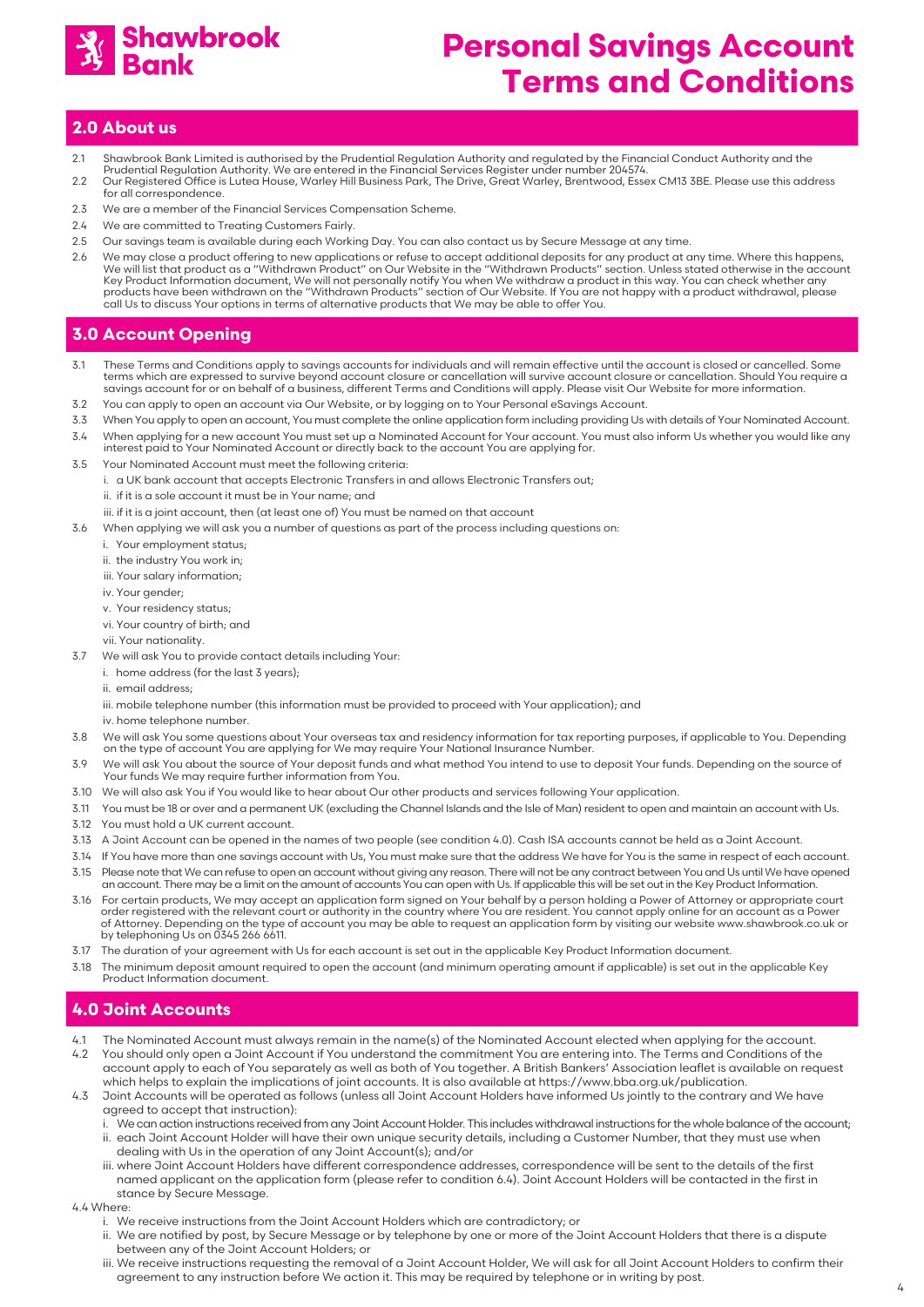# Personal Savings Account Terms and Conditions

## 2.0 About us

2.1 Shawbrook Bank Limited is authorised by the Prudential Regulation Authority and regulated by the Financial Conduct Authority and the Prudential Regulation Authority. We are entered in the Financial Services Register under number 204574.

2.2 Our Registered Office is Lutea House, Warley Hill Business Park, The Drive, Great Warley, Brentwood, Essex CM13 3BE. Please use this address for all correspondence.

2.3 We are a member of the Financial Services Compensation Scheme.

2.4 We are committed to Treating Customers Fairly.

2.5 Our savings team is available during each Working Day. You can also contact us by Secure Message at any time.

2.6 We may close a product offering to new applications or refuse to accept additional deposits for any product at any time. Where this happens, We will list that product as a "Withdrawn Product" on Our Website in the "Withdrawn Products" section. Unless stated otherwise in the account Key Product Information document, We will not personally notify You when We withdraw a product in this way. You can check whether any products have been withdrawn on the "Withdrawn Products" section of Our Website. If You are not happy with a product withdrawal, please call Us to discuss Your options in terms of alternative products that We may be able to offer You.

## 3.0 Account Opening

3.1 These Terms and Conditions apply to savings accounts for individuals and will remain effective until the account is closed or cancelled. Some terms which are expressed to survive beyond account closure or cancellation will survive account closure or cancellation. Should You require a savings account for or on behalf of a business, different Terms and Conditions will apply. Please visit Our Website for more information.

3.2 You can apply to open an account via Our Website, or by logging on to Your Personal eSavings Account.

3.3 When You apply to open an account, You must complete the online application form including providing Us with details of Your Nominated Account.

3.4 When applying for a new account You must set up a Nominated Account for Your account. You must also inform Us whether you would like any interest paid to Your Nominated Account or directly back to the account You are applying for.

3.5 Your Nominated Account must meet the following criteria:

i. a UK bank account that accepts Electronic Transfers in and allows Electronic Transfers out;

ii. if it is a sole account it must be in Your name; and

iii. if it is a joint account, then (at least one of) You must be named on that account

3.6 When applying we will ask you a number of questions as part of the process including questions on:

i. Your employment status;

ii. the industry You work in;

iii. Your salary information;

iv. Your gender;

v. Your residency status;

vi. Your country of birth; and

vii. Your nationality.

3.7 We will ask You to provide contact details including Your:

i. home address (for the last 3 years);

ii. email address;

iii. mobile telephone number (this information must be provided to proceed with Your application); and

iv. home telephone number.

3.8 We will ask You some questions about Your overseas tax and residency information for tax reporting purposes, if applicable to You. Depending on the type of account You are applying for We may require Your National Insurance Number.

3.9 We will ask You about the source of Your deposit funds and what method You intend to use to deposit Your funds. Depending on the source of Your funds We may require further information from You.

3.10 We will also ask You if You would like to hear about Our other products and services following Your application.

3.11 You must be 18 or over and a permanent UK (excluding the Channel Islands and the Isle of Man) resident to open and maintain an account with Us.

3.12 You must hold a UK current account.

3.13 A Joint Account can be opened in the names of two people (see condition 4.0). Cash ISA accounts cannot be held as a Joint Account.

3.14 If You have more than one savings account with Us, You must make sure that the address We have for You is the same in respect of each account.

3.15 Please note that We can refuse to open an account without giving any reason. There will not be any contract between You and Us until We have opened an account. There may be a limit on the amount of accounts You can open with Us. If applicable this will be set out in the Key Product Information.

3.16 For certain products, We may accept an application form signed on Your behalf by a person holding a Power of Attorney or appropriate court order registered with the relevant court or authority in the country where You are resident. You cannot apply online for an account as a Power of Attorney. Depending on the type of account you may be able to request an application form by visiting our website www.shawbrook.co.uk or by telephoning Us on 0345 266 6611.

3.17 The duration of your agreement with Us for each account is set out in the applicable Key Product Information document.

3.18 The minimum deposit amount required to open the account (and minimum operating amount if applicable) is set out in the applicable Key Product Information document.

## 4.0 Joint Accounts

4.1 The Nominated Account must always remain in the name(s) of the Nominated Account elected when applying for the account.

4.2 You should only open a Joint Account if You understand the commitment You are entering into. The Terms and Conditions of the account apply to each of You separately as well as both of You together. A British Bankers' Association leaflet is available on request which helps to explain the implications of joint accounts. It is also available at https://www.bba.org.uk/publication.

4.3 Joint Accounts will be operated as follows (unless all Joint Account Holders have informed Us jointly to the contrary and We have agreed to accept that instruction):

i. We can action instructions received from any Joint Account Holder. This includes withdrawal instructions for the whole balance of the account;

ii. each Joint Account Holder will have their own unique security details, including a Customer Number, that they must use when dealing with Us in the operation of any Joint Account(s); and/or

iii. where Joint Account Holders have different correspondence addresses, correspondence will be sent to the details of the first named applicant on the application form (please refer to condition 6.4). Joint Account Holders will be contacted in the first in stance by Secure Message.

4.4 Where:

i. We receive instructions from the Joint Account Holders which are contradictory; or

ii. We are notified by post, by Secure Message or by telephone by one or more of the Joint Account Holders that there is a dispute between any of the Joint Account Holders; or

iii. We receive instructions requesting the removal of a Joint Account Holder, We will ask for all Joint Account Holders to confirm their agreement to any instruction before We action it. This may be required by telephone or in writing by post.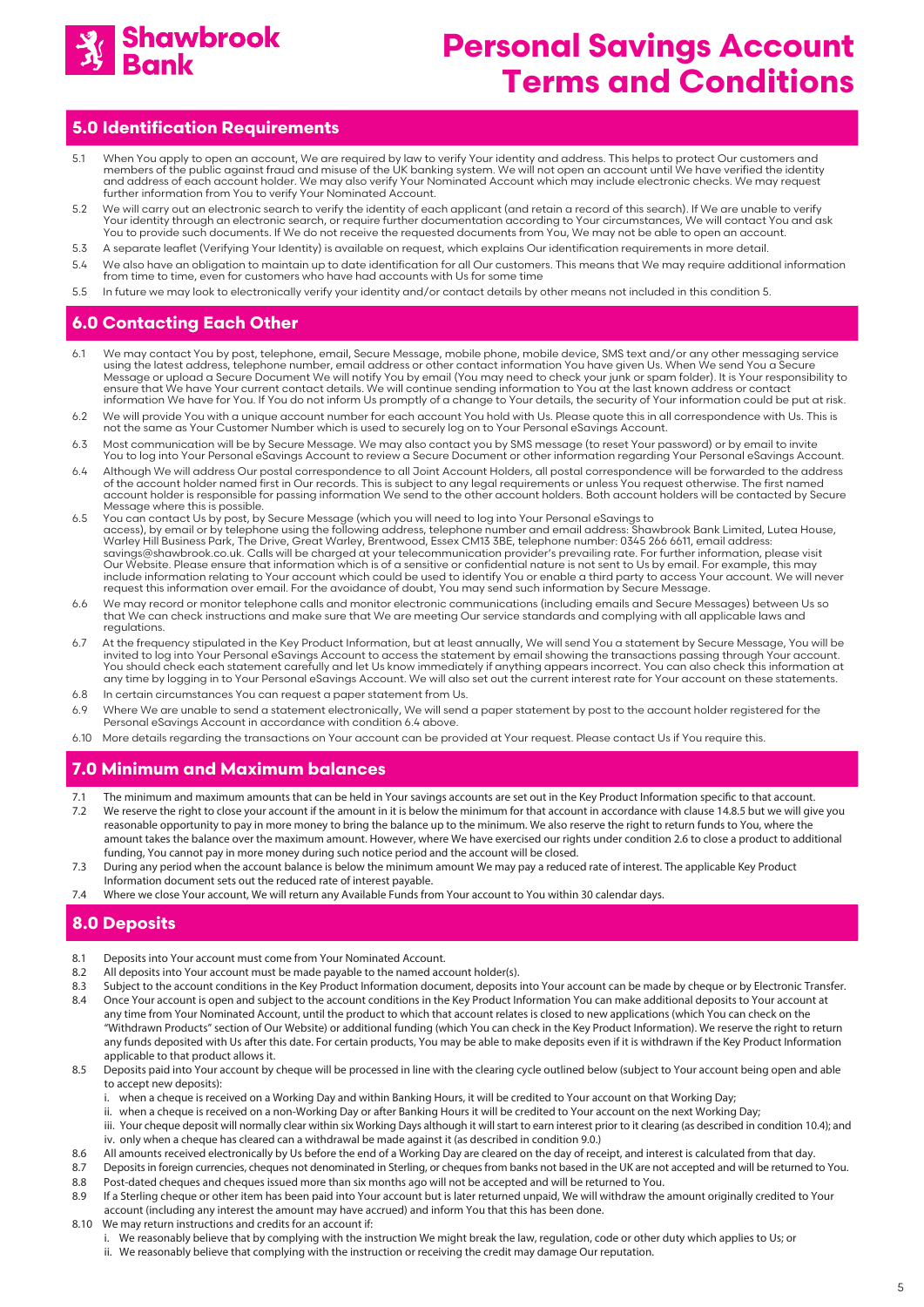## 5.0 Identification Requirements

5.1 When You apply to open an account, We are required by law to verify Your identity and address. This helps to protect Our customers and members of the public against fraud and misuse of the UK banking system. We will not open an account until We have verified the identity and address of each account holder. We may also verify Your Nominated Account which may include electronic checks. We may request further information from You to verify Your Nominated Account.

5.2 We will carry out an electronic search to verify the identity of each applicant (and retain a record of this search). If We are unable to verify Your identity through an electronic search, or require further documentation according to Your circumstances, We will contact You and ask You to provide such documents. If We do not receive the requested documents from You, We may not be able to open an account.

5.3 A separate leaflet (Verifying Your Identity) is available on request, which explains Our identification requirements in more detail.

5.4 We also have an obligation to maintain up to date identification for all Our customers. This means that We may require additional information from time to time, even for customers who have had accounts with Us for some time

5.5 In future we may look to electronically verify your identity and/or contact details by other means not included in this condition 5.

## 6.0 Contacting Each Other

6.1 We may contact You by post, telephone, email, Secure Message, mobile phone, mobile device, SMS text and/or any other messaging service using the latest address, telephone number, email address or other contact information You have given Us. When We send You a Secure Message or upload a Secure Document We will notify You by email (You may need to check your junk or spam folder). It is Your responsibility to ensure that We have Your current contact details. We will continue sending information to You at the last known address or contact information We have for You. If You do not inform Us promptly of a change to Your details, the security of Your information could be put at risk.

6.2 We will provide You with a unique account number for each account You hold with Us. Please quote this in all correspondence with Us. This is not the same as Your Customer Number which is used to securely log on to Your Personal eSavings Account.

6.3 Most communication will be by Secure Message. We may also contact you by SMS message (to reset Your password) or by email to invite You to log into Your Personal eSavings Account to review a Secure Document or other information regarding Your Personal eSavings Account.

6.4 Although We will address Our postal correspondence to all Joint Account Holders, all postal correspondence will be forwarded to the address of the account holder named first in Our records. This is subject to any legal requirements or unless You request otherwise. The first named account holder is responsible for passing information We send to the other account holders. Both account holders will be contacted by Secure Message where this is possible.

6.5 You can contact Us by post, by Secure Message (which you will need to log into Your Personal eSavings to access), by email or by telephone using the following address, telephone number and email address: Shawbrook Bank Limited, Lutea House, Warley Hill Business Park, The Drive, Great Warley, Brentwood, Essex CM13 3BE, telephone number: 0345 266 6611, email address: savings@shawbrook.co.uk. Calls will be charged at your telecommunication provider's prevailing rate. For further information, please visit Our Website. Please ensure that information which is of a sensitive or confidential nature is not sent to Us by email. For example, this may include information relating to Your account which could be used to identify You or enable a third party to access Your account. We will never request this information over email. For the avoidance of doubt, You may send such information by Secure Message.

6.6 We may record or monitor telephone calls and monitor electronic communications (including emails and Secure Messages) between Us so that We can check instructions and make sure that We are meeting Our service standards and complying with all applicable laws and regulations.

6.7 At the frequency stipulated in the Key Product Information, but at least annually, We will send You a statement by Secure Message, You will be invited to log into Your Personal eSavings Account to access the statement by email showing the transactions passing through Your account. You should check each statement carefully and let Us know immediately if anything appears incorrect. You can also check this information at any time by logging in to Your Personal eSavings Account. We will also set out the current interest rate for Your account on these statements.

6.8 In certain circumstances You can request a paper statement from Us.

6.9 Where We are unable to send a statement electronically, We will send a paper statement by post to the account holder registered for the Personal eSavings Account in accordance with condition 6.4 above.

6.10 More details regarding the transactions on Your account can be provided at Your request. Please contact Us if You require this.

## 7.0 Minimum and Maximum balances

7.1 The minimum and maximum amounts that can be held in Your savings accounts are set out in the Key Product Information specific to that account.

7.2 We reserve the right to close your account if the amount in it is below the minimum for that account in accordance with clause 14.8.5 but we will give you reasonable opportunity to pay in more money to bring the balance up to the minimum. We also reserve the right to return funds to You, where the amount takes the balance over the maximum amount. However, where We have exercised our rights under condition 2.6 to close a product to additional funding, You cannot pay in more money during such notice period and the account will be closed.

7.3 During any period when the account balance is below the minimum amount We may pay a reduced rate of interest. The applicable Key Product Information document sets out the reduced rate of interest payable.

7.4 Where we close Your account, We will return any Available Funds from Your account to You within 30 calendar days.

## 8.0 Deposits

8.1 Deposits into Your account must come from Your Nominated Account.

8.2 All deposits into Your account must be made payable to the named account holder(s).

8.3 Subject to the account conditions in the Key Product Information document, deposits into Your account can be made by cheque or by Electronic Transfer.

8.4 Once Your account is open and subject to the account conditions in the Key Product Information You can make additional deposits to Your account at any time from Your Nominated Account, until the product to which that account relates is closed to new applications (which You can check on the "Withdrawn Products" section of Our Website) or additional funding (which You can check in the Key Product Information). We reserve the right to return any funds deposited with Us after this date. For certain products, You may be able to make deposits even if it is withdrawn if the Key Product Information applicable to that product allows it.

8.5 Deposits paid into Your account by cheque will be processed in line with the clearing cycle outlined below (subject to Your account being open and able to accept new deposits):

   i. when a cheque is received on a Working Day and within Banking Hours, it will be credited to Your account on that Working Day;
   ii. when a cheque is received on a non-Working Day or after Banking Hours it will be credited to Your account on the next Working Day;
   iii. Your cheque deposit will normally clear within six Working Days although it will start to earn interest prior to it clearing (as described in condition 10.4); and
   iv. only when a cheque has cleared can a withdrawal be made against it (as described in condition 9.0.)

8.6 All amounts received electronically by Us before the end of a Working Day are cleared on the day of receipt, and interest is calculated from that day.

8.7 Deposits in foreign currencies, cheques not denominated in Sterling, or cheques from banks not based in the UK are not accepted and will be returned to You.

8.8 Post-dated cheques and cheques issued more than six months ago will not be accepted and will be returned to You.

8.9 If a Sterling cheque or other item has been paid into Your account but is later returned unpaid, We will withdraw the amount originally credited to Your account (including any interest the amount may have accrued) and inform You that this has been done.

8.10 We may return instructions and credits for an account if:

   i. We reasonably believe that by complying with the instruction We might break the law, regulation, code or other duty which applies to Us; or
   ii. We reasonably believe that complying with the instruction or receiving the credit may damage Our reputation.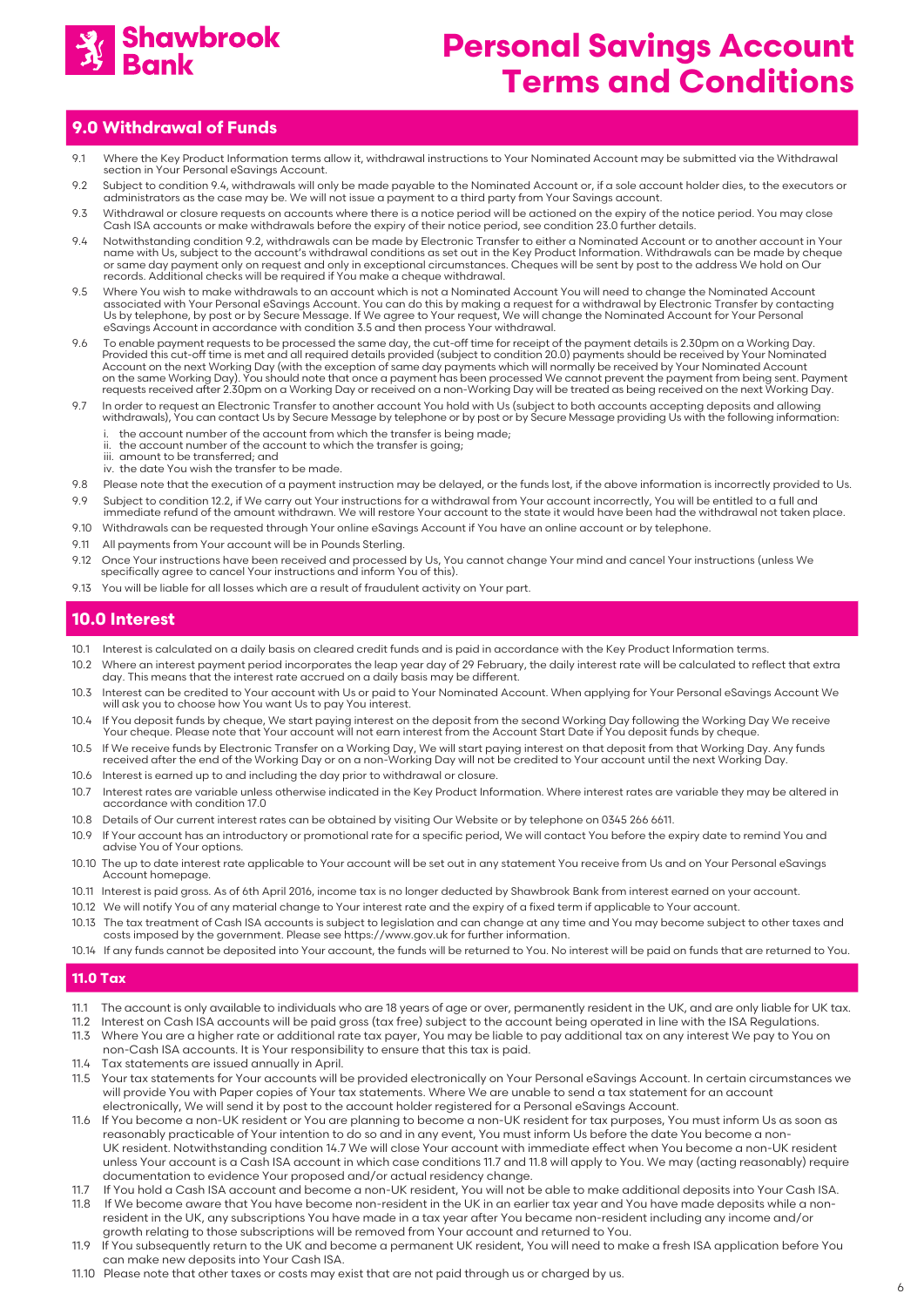## 9.0 Withdrawal of Funds

9.1 Where the Key Product Information terms allow it, withdrawal instructions to Your Nominated Account may be submitted via the Withdrawal section in Your Personal eSavings Account.

9.2 Subject to condition 9.4, withdrawals will only be made payable to the Nominated Account or, if a sole account holder dies, to the executors or administrators as the case may be. We will not issue a payment to a third party from Your Savings account.

9.3 Withdrawal or closure requests on accounts where there is a notice period will be actioned on the expiry of the notice period. You may close Cash ISA accounts or make withdrawals before the expiry of their notice period, see condition 23.0 further details.

9.4 Notwithstanding condition 9.2, withdrawals can be made by Electronic Transfer to either a Nominated Account or to another account in Your name with Us, subject to the account's withdrawal conditions as set out in the Key Product Information. Withdrawals can be made by cheque or same day payment only on request and only in exceptional circumstances. Cheques will be sent by post to the address We hold on Our records. Additional checks will be required if You make a cheque withdrawal.

9.5 Where You wish to make withdrawals to an account which is not a Nominated Account You will need to change the Nominated Account associated with Your Personal eSavings Account. You can do this by making a request for a withdrawal by Electronic Transfer by contacting Us by telephone, by post or by Secure Message. If We agree to Your request, We will change the Nominated Account for Your Personal eSavings Account in accordance with condition 3.5 and then process Your withdrawal.

9.6 To enable payment requests to be processed the same day, the cut-off time for receipt of the payment details is 2.30pm on a Working Day. Provided this cut-off time is met and all required details provided (subject to condition 20.0) payments should be received by Your Nominated Account on the next Working Day (with the exception of same day payments which will normally be received by Your Nominated Account on the same Working Day). You should note that once a payment has been processed We cannot prevent the payment from being sent. Payment requests received after 2.30pm on a Working Day or received on a non-Working Day will be treated as being received on the next Working Day.

9.7 In order to request an Electronic Transfer to another account You hold with Us (subject to both accounts accepting deposits and allowing withdrawals), You can contact Us by Secure Message by telephone or by post or by Secure Message providing Us with the following information:

i. the account number of the account from which the transfer is being made;
ii. the account number of the account to which the transfer is going;
iii. amount to be transferred; and
iv. the date You wish the transfer to be made.

9.8 Please note that the execution of a payment instruction may be delayed, or the funds lost, if the above information is incorrectly provided to Us.

9.9 Subject to condition 12.2, if We carry out Your instructions for a withdrawal from Your account incorrectly, You will be entitled to a full and immediate refund of the amount withdrawn. We will restore Your account to the state it would have been had the withdrawal not taken place.

9.10 Withdrawals can be requested through Your online eSavings Account if You have an online account or by telephone.

9.11 All payments from Your account will be in Pounds Sterling.

9.12 Once Your instructions have been received and processed by Us, You cannot change Your mind and cancel Your instructions (unless We specifically agree to cancel Your instructions and inform You of this).

9.13 You will be liable for all losses which are a result of fraudulent activity on Your part.

## 10.0 Interest

10.1 Interest is calculated on a daily basis on cleared credit funds and is paid in accordance with the Key Product Information terms.

10.2 Where an interest payment period incorporates the leap year day of 29 February, the daily interest rate will be calculated to reflect that extra day. This means that the interest rate accrued on a daily basis may be different.

10.3 Interest can be credited to Your account with Us or paid to Your Nominated Account. When applying for Your Personal eSavings Account We will ask you to choose how You want Us to pay You interest.

10.4 If You deposit funds by cheque, We start paying interest on the deposit from the second Working Day following the Working Day We receive Your cheque. Please note that Your account will not earn interest from the Account Start Date if You deposit funds by cheque.

10.5 If We receive funds by Electronic Transfer on a Working Day, We will start paying interest on that deposit from that Working Day. Any funds received after the end of the Working Day or on a non-Working Day will not be credited to Your account until the next Working Day.

10.6 Interest is earned up to and including the day prior to withdrawal or closure.

10.7 Interest rates are variable unless otherwise indicated in the Key Product Information. Where interest rates are variable they may be altered in accordance with condition 17.0

10.8 Details of Our current interest rates can be obtained by visiting Our Website or by telephone on 0345 266 6611.

10.9 If Your account has an introductory or promotional rate for a specific period, We will contact You before the expiry date to remind You and advise You of Your options.

10.10 The up to date interest rate applicable to Your account will be set out in any statement You receive from Us and on Your Personal eSavings Account homepage.

10.11 Interest is paid gross. As of 6th April 2016, income tax is no longer deducted by Shawbrook Bank from interest earned on your account.

10.12 We will notify You of any material change to Your interest rate and the expiry of a fixed term if applicable to Your account.

10.13 The tax treatment of Cash ISA accounts is subject to legislation and can change at any time and You may become subject to other taxes and costs imposed by the government. Please see https://www.gov.uk for further information.

10.14 If any funds cannot be deposited into Your account, the funds will be returned to You. No interest will be paid on funds that are returned to You.

## 11.0 Tax

11.1 The account is only available to individuals who are 18 years of age or over, permanently resident in the UK, and are only liable for UK tax.

11.2 Interest on Cash ISA accounts will be paid gross (tax free) subject to the account being operated in line with the ISA Regulations.

11.3 Where You are a higher rate or additional rate tax payer, You may be liable to pay additional tax on any interest We pay to You on non-Cash ISA accounts. It is Your responsibility to ensure that this tax is paid.

11.4 Tax statements are issued annually in April.

11.5 Your tax statements for Your accounts will be provided electronically on Your Personal eSavings Account. In certain circumstances we will provide You with Paper copies of Your tax statements. Where We are unable to send a tax statement for an account electronically, We will send it by post to the account holder registered for a Personal eSavings Account.

11.6 If You become a non-UK resident or You are planning to become a non-UK resident for tax purposes, You must inform Us as soon as reasonably practicable of Your intention to do so and in any event, You must inform Us before the date You become a non-UK resident. Notwithstanding condition 14.7 We will close Your account with immediate effect when You become a non-UK resident unless Your account is a Cash ISA account in which case conditions 11.7 and 11.8 will apply to You. We may (acting reasonably) require documentation to evidence Your proposed and/or actual residency change.

11.7 If You hold a Cash ISA account and become a non-UK resident, You will not be able to make additional deposits into Your Cash ISA.

11.8 If We become aware that You have become non-resident in the UK in an earlier tax year and You have made deposits while a non-resident in the UK, any subscriptions You have made in a tax year after You became non-resident including any income and/or growth relating to those subscriptions will be removed from Your account and returned to You.

11.9 If You subsequently return to the UK and become a permanent UK resident, You will need to make a fresh ISA application before You can make new deposits into Your Cash ISA.

11.10 Please note that other taxes or costs may exist that are not paid through us or charged by us.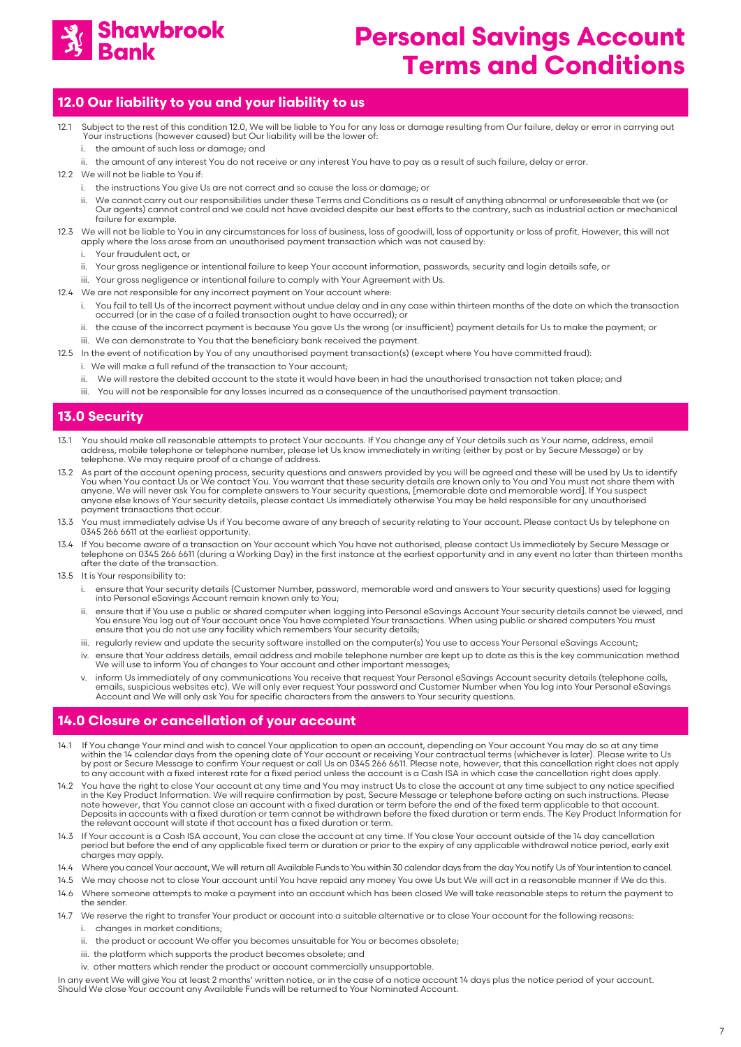## 12.0 Our liability to you and your liability to us

12.1 Subject to the rest of this condition 12.0, We will be liable to You for any loss or damage resulting from Our failure, delay or error in carrying out Your instructions (however caused) but Our liability will be the lower of:

i. the amount of such loss or damage; and

ii. the amount of any interest You do not receive or any interest You have to pay as a result of such failure, delay or error.

12.2 We will not be liable to You if:

i. the instructions You give Us are not correct and so cause the loss or damage; or

ii. We cannot carry out our responsibilities under these Terms and Conditions as a result of anything abnormal or unforeseeable that we (or Our agents) cannot control and we could not have avoided despite our best efforts to the contrary, such as industrial action or mechanical failure for example.

12.3 We will not be liable to You in any circumstances for loss of business, loss of goodwill, loss of opportunity or loss of profit. However, this will not apply where the loss arose from an unauthorised payment transaction which was not caused by:

i. Your fraudulent act, or

ii. Your gross negligence or intentional failure to keep Your account information, passwords, security and login details safe, or

iii. Your gross negligence or intentional failure to comply with Your Agreement with Us.

12.4 We are not responsible for any incorrect payment on Your account where:

i. You fail to tell Us of the incorrect payment without undue delay and in any case within thirteen months of the date on which the transaction occurred (or in the case of a failed transaction ought to have occurred); or

ii. the cause of the incorrect payment is because You gave Us the wrong (or insufficient) payment details for Us to make the payment; or

iii. We can demonstrate to You that the beneficiary bank received the payment.

12.5 In the event of notification by You of any unauthorised payment transaction(s) (except where You have committed fraud):

i. We will make a full refund of the transaction to Your account;

ii. We will restore the debited account to the state it would have been in had the unauthorised transaction not taken place; and

iii. You will not be responsible for any losses incurred as a consequence of the unauthorised payment transaction.

## 13.0 Security

13.1 You should make all reasonable attempts to protect Your accounts. If You change any of Your details such as Your name, address, email address, mobile telephone or telephone number, please let Us know immediately in writing (either by post or by Secure Message) or by telephone. We may require proof of a change of address.

13.2 As part of the account opening process, security questions and answers provided by you will be agreed and these will be used by Us to identify You when You contact Us or We contact You. You warrant that these security details are known only to You and You must not share them with anyone. We will never ask You for complete answers to Your security questions, [memorable date and memorable word]. If You suspect anyone else knows of Your security details, please contact Us immediately otherwise You may be held responsible for any unauthorised payment transactions that occur.

13.3 You must immediately advise Us if You become aware of any breach of security relating to Your account. Please contact Us by telephone on 0345 266 6611 at the earliest opportunity.

13.4 If You become aware of a transaction on Your account which You have not authorised, please contact Us immediately by Secure Message or telephone on 0345 266 6611 (during a Working Day) in the first instance at the earliest opportunity and in any event no later than thirteen months after the date of the transaction.

13.5 It is Your responsibility to:

i. ensure that Your security details (Customer Number, password, memorable word and answers to Your security questions) used for logging into Personal eSavings Account remain known only to You;

ii. ensure that if You use a public or shared computer when logging into Personal eSavings Account Your security details cannot be viewed, and You ensure You log out of Your account once You have completed Your transactions. When using public or shared computers You must ensure that you do not use any facility which remembers Your security details;

iii. regularly review and update the security software installed on the computer(s) You use to access Your Personal eSavings Account;

iv. ensure that Your address details, email address and mobile telephone number are kept up to date as this is the key communication method We will use to inform You of changes to Your account and other important messages;

v. inform Us immediately of any communications You receive that request Your Personal eSavings Account security details (telephone calls, emails, suspicious websites etc). We will only ever request Your password and Customer Number when You log into Your Personal eSavings Account and We will only ask You for specific characters from the answers to Your security questions.

## 14.0 Closure or cancellation of your account

14.1 If You change Your mind and wish to cancel Your application to open an account, depending on Your account You may do so at any time within the 14 calendar days from the opening date of Your account or receiving Your contractual terms (whichever is later). Please write to Us by post or Secure Message to confirm Your request or call Us on 0345 266 6611. Please note, however, that this cancellation right does not apply to any account with a fixed interest rate for a fixed period unless the account is a Cash ISA in which case the cancellation right does apply.

14.2 You have the right to close Your account at any time and You may instruct Us to close the account at any time subject to any notice specified in the Key Product Information. We will require confirmation by post, Secure Message or telephone before acting on such instructions. Please note however, that You cannot close an account with a fixed duration or term before the end of the fixed term applicable to that account. Deposits in accounts with a fixed duration or term cannot be withdrawn before the fixed duration or term ends. The Key Product Information for the relevant account will state if that account has a fixed duration or term.

14.3 If Your account is a Cash ISA account, You can close the account at any time. If You close Your account outside of the 14 day cancellation period but before the end of any applicable fixed term or duration or prior to the expiry of any applicable withdrawal notice period, early exit charges may apply.

14.4 Where you cancel Your account, We will return all Available Funds to You within 30 calendar days from the day You notify Us of Your intention to cancel.

14.5 We may choose not to close Your account until You have repaid any money You owe Us but We will act in a reasonable manner if We do this.

14.6 Where someone attempts to make a payment into an account which has been closed We will take reasonable steps to return the payment to the sender.

14.7 We reserve the right to transfer Your product or account into a suitable alternative or to close Your account for the following reasons:

i. changes in market conditions;

ii. the product or account We offer you becomes unsuitable for You or becomes obsolete;

iii. the platform which supports the product becomes obsolete; and

iv. other matters which render the product or account commercially unsupportable.

In any event We will give You at least 2 months' written notice, or in the case of a notice account 14 days plus the notice period of your account. Should We close Your account any Available Funds will be returned to Your Nominated Account.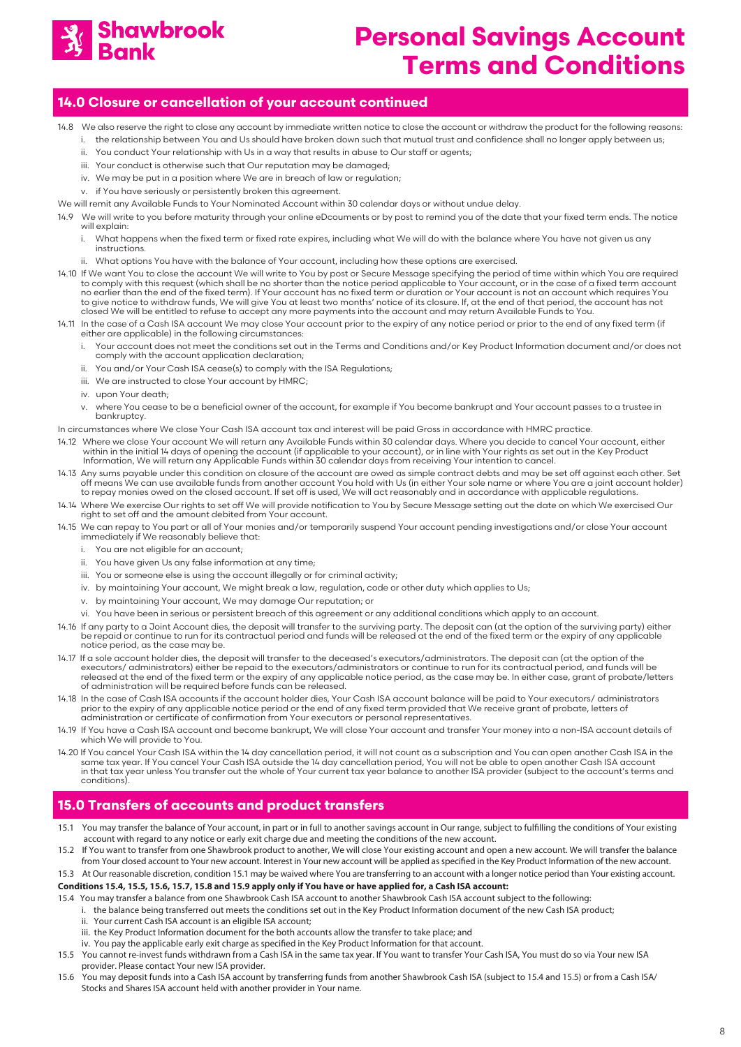## 14.0 Closure or cancellation of your account continued

14.8 We also reserve the right to close any account by immediate written notice to close the account or withdraw the product for the following reasons:

i. the relationship between You and Us should have broken down such that mutual trust and confidence shall no longer apply between us;

ii. You conduct Your relationship with Us in a way that results in abuse to Our staff or agents;

iii. Your conduct is otherwise such that Our reputation may be damaged;

iv. We may be put in a position where We are in breach of law or regulation;

v. if You have seriously or persistently broken this agreement.

We will remit any Available Funds to Your Nominated Account within 30 calendar days or without undue delay.

14.9 We will write to you before maturity through your online eDcouments or by post to remind you of the date that your fixed term ends. The notice will explain:

i. What happens when the fixed term or fixed rate expires, including what We will do with the balance where You have not given us any instructions.

ii. What options You have with the balance of Your account, including how these options are exercised.

14.10 If We want You to close the account We will write to You by post or Secure Message specifying the period of time within which You are required to comply with this request (which shall be no shorter than the notice period applicable to Your account, or in the case of a fixed term account no earlier than the end of the fixed term). If Your account has no fixed term or duration or Your account is not an account which requires You to give notice to withdraw funds, We will give You at least two months' notice of its closure. If, at the end of that period, the account has not closed We will be entitled to refuse to accept any more payments into the account and may return Available Funds to You.

14.11 In the case of a Cash ISA account We may close Your account prior to the expiry of any notice period or prior to the end of any fixed term (if either are applicable) in the following circumstances:

i. Your account does not meet the conditions set out in the Terms and Conditions and/or Key Product Information document and/or does not comply with the account application declaration;

ii. You and/or Your Cash ISA cease(s) to comply with the ISA Regulations;

iii. We are instructed to close Your account by HMRC;

iv. upon Your death;

v. where You cease to be a beneficial owner of the account, for example if You become bankrupt and Your account passes to a trustee in bankruptcy.

In circumstances where We close Your Cash ISA account tax and interest will be paid Gross in accordance with HMRC practice.

14.12 Where we close Your account We will return any Available Funds within 30 calendar days. Where you decide to cancel Your account, either within in the initial 14 days of opening the account (if applicable to your account), or in line with Your rights as set out in the Key Product Information, We will return any Applicable Funds within 30 calendar days from receiving Your intention to cancel.

14.13 Any sums payable under this condition on closure of the account are owed as simple contract debts and may be set off against each other. Set off means We can use available funds from another account You hold with Us (in either Your sole name or where You are a joint account holder) to repay monies owed on the closed account. If set off is used, We will act reasonably and in accordance with applicable regulations.

14.14 Where We exercise Our rights to set off We will provide notification to You by Secure Message setting out the date on which We exercised Our right to set off and the amount debited from Your account.

14.15 We can repay to You part or all of Your monies and/or temporarily suspend Your account pending investigations and/or close Your account immediately if We reasonably believe that:

i. You are not eligible for an account;

ii. You have given Us any false information at any time;

iii. You or someone else is using the account illegally or for criminal activity;

iv. by maintaining Your account, We might break a law, regulation, code or other duty which applies to Us;

v. by maintaining Your account, We may damage Our reputation; or

vi. You have been in serious or persistent breach of this agreement or any additional conditions which apply to an account.

14.16 If any party to a Joint Account dies, the deposit will transfer to the surviving party. The deposit can (at the option of the surviving party) either be repaid or continue to run for its contractual period and funds will be released at the end of the fixed term or the expiry of any applicable notice period, as the case may be.

14.17 If a sole account holder dies, the deposit will transfer to the deceased's executors/administrators. The deposit can (at the option of the executors/ administrators) either be repaid to the executors/administrators or continue to run for its contractual period, and funds will be released at the end of the fixed term or the expiry of any applicable notice period, as the case may be. In either case, grant of probate/letters of administration will be required before funds can be released.

14.18 In the case of Cash ISA accounts if the account holder dies, Your Cash ISA account balance will be paid to Your executors/ administrators prior to the expiry of any applicable notice period or the end of any fixed term provided that We receive grant of probate, letters of administration or certificate of confirmation from Your executors or personal representatives.

14.19 If You have a Cash ISA account and become bankrupt, We will close Your account and transfer Your money into a non-ISA account details of which We will provide to You.

14.20 If You cancel Your Cash ISA within the 14 day cancellation period, it will not count as a subscription and You can open another Cash ISA in the same tax year. If You cancel Your Cash ISA outside the 14 day cancellation period, You will not be able to open another Cash ISA account in that tax year unless You transfer out the whole of Your current tax year balance to another ISA provider (subject to the account's terms and conditions).

## 15.0 Transfers of accounts and product transfers

15.1 You may transfer the balance of Your account, in part or in full to another savings account in Our range, subject to fulfilling the conditions of Your existing account with regard to any notice or early exit charge due and meeting the conditions of the new account.

15.2 If You want to transfer from one Shawbrook product to another, We will close Your existing account and open a new account. We will transfer the balance from Your closed account to Your new account. Interest in Your new account will be applied as specified in the Key Product Information of the new account.

15.3 At Our reasonable discretion, condition 15.1 may be waived where You are transferring to an account with a longer notice period than Your existing account.

**Conditions 15.4, 15.5, 15.6, 15.7, 15.8 and 15.9 apply only if You have or have applied for, a Cash ISA account:**

15.4 You may transfer a balance from one Shawbrook Cash ISA account to another Shawbrook Cash ISA account subject to the following:

i. the balance being transferred out meets the conditions set out in the Key Product Information document of the new Cash ISA product;

ii. Your current Cash ISA account is an eligible ISA account;

iii. the Key Product Information document for the both accounts allow the transfer to take place; and

iv. You pay the applicable early exit charge as specified in the Key Product Information for that account.

15.5 You cannot re-invest funds withdrawn from a Cash ISA in the same tax year. If You want to transfer Your Cash ISA, You must do so via Your new ISA provider. Please contact Your new ISA provider.

15.6 You may deposit funds into a Cash ISA account by transferring funds from another Shawbrook Cash ISA (subject to 15.4 and 15.5) or from a Cash ISA/ Stocks and Shares ISA account held with another provider in Your name.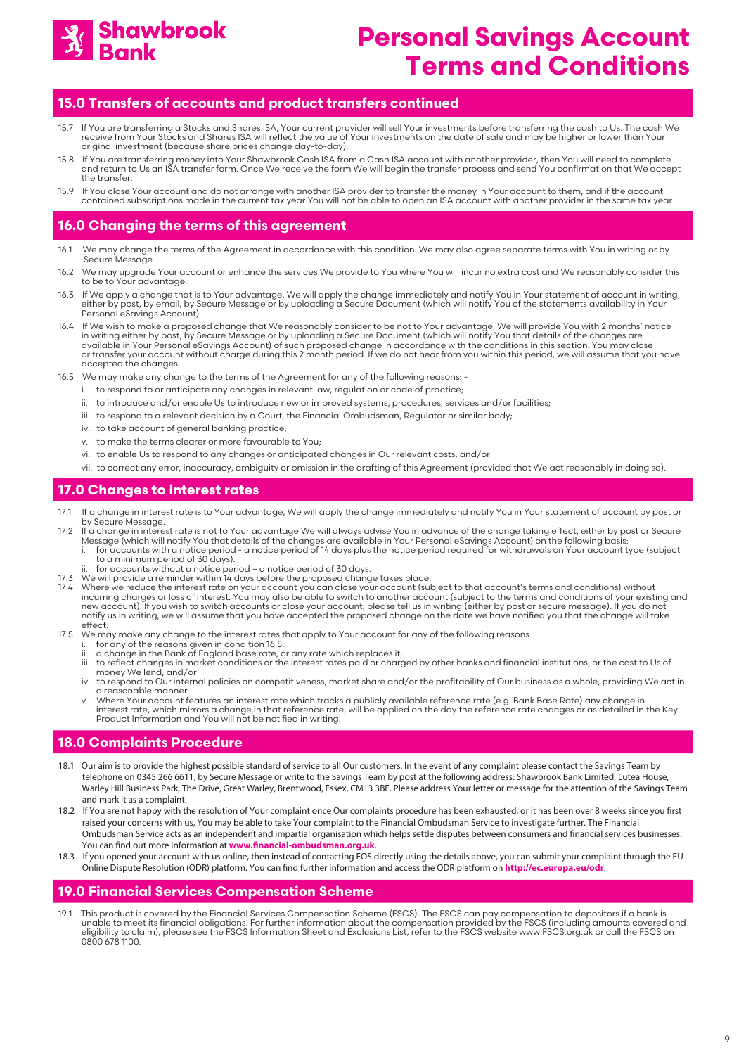# Personal Savings Account Terms and Conditions

## 15.0 Transfers of accounts and product transfers continued

15.7 If You are transferring a Stocks and Shares ISA, Your current provider will sell Your investments before transferring the cash to Us. The cash We receive from Your Stocks and Shares ISA will reflect the value of Your investments on the date of sale and may be higher or lower than Your original investment (because share prices change day-to-day).

15.8 If You are transferring money into Your Shawbrook Cash ISA from a Cash ISA account with another provider, then You will need to complete and return to Us an ISA transfer form. Once We receive the form We will begin the transfer process and send You confirmation that We accept the transfer.

15.9 If You close Your account and do not arrange with another ISA provider to transfer the money in Your account to them, and if the account contained subscriptions made in the current tax year You will not be able to open an ISA account with another provider in the same tax year.

## 16.0 Changing the terms of this agreement

16.1 We may change the terms of the Agreement in accordance with this condition. We may also agree separate terms with You in writing or by Secure Message.

16.2 We may upgrade Your account or enhance the services We provide to You where You will incur no extra cost and We reasonably consider this to be to Your advantage.

16.3 If We apply a change that is to Your advantage, We will apply the change immediately and notify You in Your statement of account in writing, either by post, by email, by Secure Message or by uploading a Secure Document (which will notify You of the statements availability in Your Personal eSavings Account).

16.4 If We wish to make a proposed change that We reasonably consider to be not to Your advantage, We will provide You with 2 months' notice in writing either by post, by Secure Message or by uploading a Secure Document (which will notify You that details of the changes are available in Your Personal eSavings Account) of such proposed change in accordance with the conditions in this section. You may close or transfer your account without charge during this 2 month period. If we do not hear from you within this period, we will assume that you have accepted the changes.

16.5 We may make any change to the terms of the Agreement for any of the following reasons: -

i. to respond to or anticipate any changes in relevant law, regulation or code of practice;

ii. to introduce and/or enable Us to introduce new or improved systems, procedures, services and/or facilities;

iii. to respond to a relevant decision by a Court, the Financial Ombudsman, Regulator or similar body;

iv. to take account of general banking practice;

v. to make the terms clearer or more favourable to You;

vi. to enable Us to respond to any changes or anticipated changes in Our relevant costs; and/or

vii. to correct any error, inaccuracy, ambiguity or omission in the drafting of this Agreement (provided that We act reasonably in doing so).

## 17.0 Changes to interest rates

17.1 If a change in interest rate is to Your advantage, We will apply the change immediately and notify You in Your statement of account by post or by Secure Message.

17.2 If a change in interest rate is not to Your advantage We will always advise You in advance of the change taking effect, either by post or Secure Message (which will notify You that details of the changes are available in Your Personal eSavings Account) on the following basis:

i. for accounts with a notice period - a notice period of 14 days plus the notice period required for withdrawals on Your account type (subject to a minimum period of 30 days).

ii. for accounts without a notice period – a notice period of 30 days.

17.3 We will provide a reminder within 14 days before the proposed change takes place.

17.4 Where we reduce the interest rate on your account you can close your account (subject to that account's terms and conditions) without incurring charges or loss of interest. You may also be able to switch to another account (subject to the terms and conditions of your existing and new account). If you wish to switch accounts or close your account, please tell us in writing (either by post or secure message). If you do not notify us in writing, we will assume that you have accepted the proposed change on the date we have notified you that the change will take effect.

17.5 We may make any change to the interest rates that apply to Your account for any of the following reasons:

i. for any of the reasons given in condition 16.5;

ii. a change in the Bank of England base rate, or any rate which replaces it;

iii. to reflect changes in market conditions or the interest rates paid or charged by other banks and financial institutions, or the cost to Us of money We lend; and/or

iv. to respond to Our internal policies on competitiveness, market share and/or the profitability of Our business as a whole, providing We act in a reasonable manner.

v. Where Your account features an interest rate which tracks a publicly available reference rate (e.g. Bank Base Rate) any change in interest rate, which mirrors a change in that reference rate, will be applied on the day the reference rate changes or as detailed in the Key Product Information and You will not be notified in writing.

## 18.0 Complaints Procedure

18.1 Our aim is to provide the highest possible standard of service to all Our customers. In the event of any complaint please contact the Savings Team by telephone on 0345 266 6611, by Secure Message or write to the Savings Team by post at the following address: Shawbrook Bank Limited, Lutea House, Warley Hill Business Park, The Drive, Great Warley, Brentwood, Essex, CM13 3BE. Please address Your letter or message for the attention of the Savings Team and mark it as a complaint.

18.2 If You are not happy with the resolution of Your complaint once Our complaints procedure has been exhausted, or it has been over 8 weeks since you first raised your concerns with us, You may be able to take Your complaint to the Financial Ombudsman Service to investigate further. The Financial Ombudsman Service acts as an independent and impartial organisation which helps settle disputes between consumers and financial services businesses. You can find out more information at **www.financial-ombudsman.org.uk**.

18.3 If you opened your account with us online, then instead of contacting FOS directly using the details above, you can submit your complaint through the EU Online Dispute Resolution (ODR) platform. You can find further information and access the ODR platform on **http://ec.europa.eu/odr**.

## 19.0 Financial Services Compensation Scheme

19.1 This product is covered by the Financial Services Compensation Scheme (FSCS). The FSCS can pay compensation to depositors if a bank is unable to meet its financial obligations. For further information about the compensation provided by the FSCS (including amounts covered and eligibility to claim), please see the FSCS Information Sheet and Exclusions List, refer to the FSCS website www.FSCS.org.uk or call the FSCS on 0800 678 1100.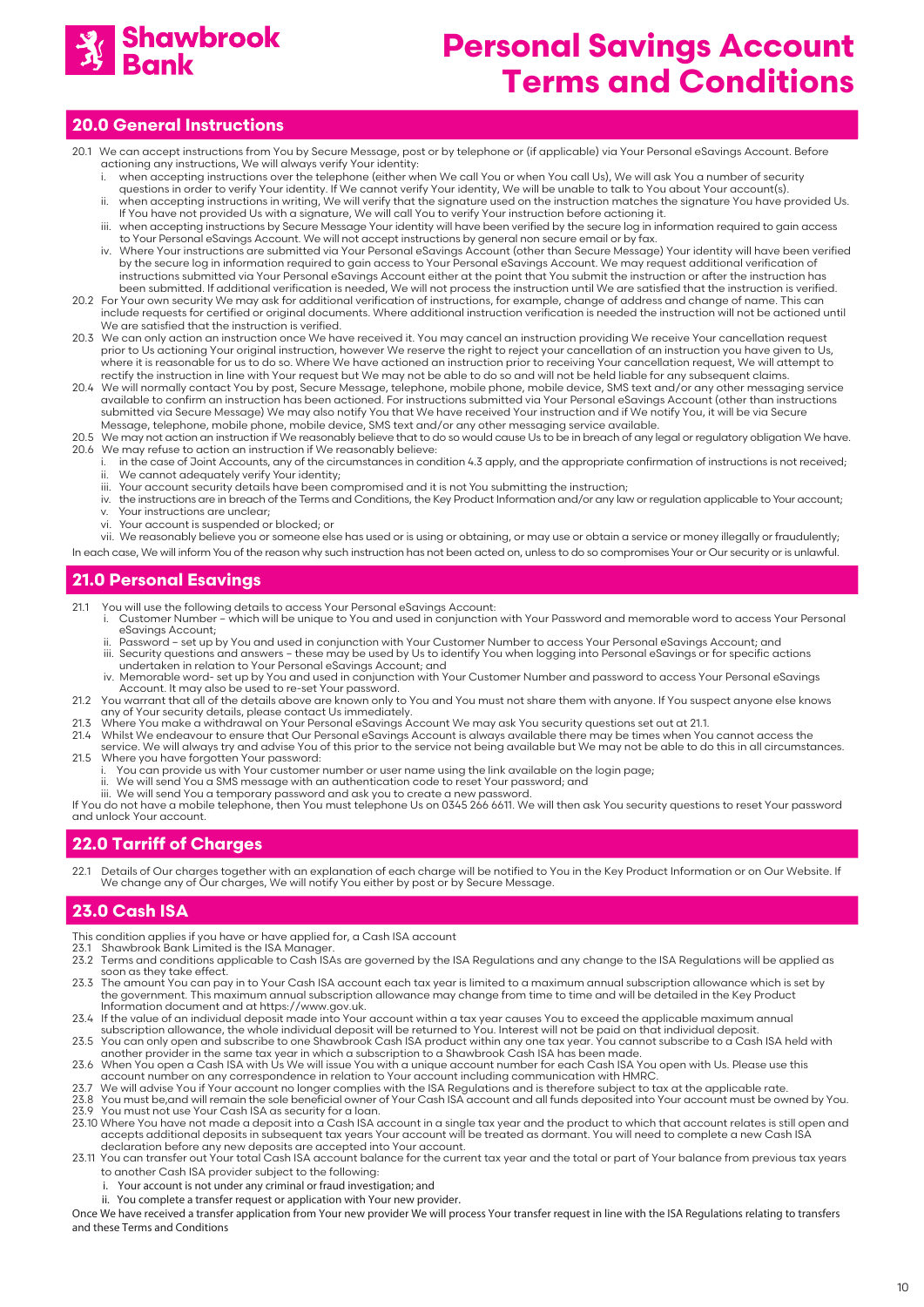## 20.0 General Instructions

20.1 We can accept instructions from You by Secure Message, post or by telephone or (if applicable) via Your Personal eSavings Account. Before actioning any instructions, We will always verify Your identity:

- i. when accepting instructions over the telephone (either when We call You or when You call Us), We will ask You a number of security questions in order to verify Your identity. If We cannot verify Your identity, We will be unable to talk to You about Your account(s).
- ii. when accepting instructions in writing, We will verify that the signature used on the instruction matches the signature You have provided Us. If You have not provided Us with a signature, We will call You to verify Your instruction before actioning it.
- iii. when accepting instructions by Secure Message Your identity will have been verified by the secure log in information required to gain access to Your Personal eSavings Account. We will not accept instructions by general non secure email or by fax.
- iv. Where Your instructions are submitted via Your Personal eSavings Account (other than Secure Message) Your identity will have been verified by the secure log in information required to gain access to Your Personal eSavings Account. We may request additional verification of instructions submitted via Your Personal eSavings Account either at the point that You submit the instruction or after the instruction has been submitted. If additional verification is needed, We will not process the instruction until We are satisfied that the instruction is verified.

20.2 For Your own security We may ask for additional verification of instructions, for example, change of address and change of name. This can include requests for certified or original documents. Where additional instruction verification is needed the instruction will not be actioned until We are satisfied that the instruction is verified.

20.3 We can only action an instruction once We have received it. You may cancel an instruction providing We receive Your cancellation request prior to Us actioning Your original instruction, however We reserve the right to reject your cancellation of an instruction you have given to Us, where it is reasonable for us to do so. Where We have actioned an instruction prior to receiving Your cancellation request, We will attempt to rectify the instruction in line with Your request but We may not be able to do so and will not be held liable for any subsequent claims.

20.4 We will normally contact You by post, Secure Message, telephone, mobile phone, mobile device, SMS text and/or any other messaging service available to confirm an instruction has been actioned. For instructions submitted via Your Personal eSavings Account (other than instructions submitted via Secure Message) We may also notify You that We have received Your instruction and if We notify You, it will be via Secure Message, telephone, mobile phone, mobile device, SMS text and/or any other messaging service available.

20.5 We may not action an instruction if We reasonably believe that to do so would cause Us to be in breach of any legal or regulatory obligation We have.

20.6 We may refuse to action an instruction if We reasonably believe:

- i. in the case of Joint Accounts, any of the circumstances in condition 4.3 apply, and the appropriate confirmation of instructions is not received;
- ii. We cannot adequately verify Your identity;
- iii. Your account security details have been compromised and it is not You submitting the instruction;
- iv. the instructions are in breach of the Terms and Conditions, the Key Product Information and/or any law or regulation applicable to Your account;
- v. Your instructions are unclear;
- vi. Your account is suspended or blocked; or
- vii. We reasonably believe you or someone else has used or is using or obtaining, or may use or obtain a service or money illegally or fraudulently;

In each case, We will inform You of the reason why such instruction has not been acted on, unless to do so compromises Your or Our security or is unlawful.

## 21.0 Personal Esavings

21.1 You will use the following details to access Your Personal eSavings Account:

- i. Customer Number – which will be unique to You and used in conjunction with Your Password and memorable word to access Your Personal eSavings Account;
- ii. Password – set up by You and used in conjunction with Your Customer Number to access Your Personal eSavings Account; and
- iii. Security questions and answers – these may be used by Us to identify You when logging into Personal eSavings or for specific actions undertaken in relation to Your Personal eSavings Account; and
- iv. Memorable word- set up by You and used in conjunction with Your Customer Number and password to access Your Personal eSavings Account. It may also be used to re-set Your password.

21.2 You warrant that all of the details above are known only to You and You must not share them with anyone. If You suspect anyone else knows any of Your security details, please contact Us immediately.

21.3 Where You make a withdrawal on Your Personal eSavings Account We may ask You security questions set out at 21.1.

21.4 Whilst We endeavour to ensure that Our Personal eSavings Account is always available there may be times when You cannot access the service. We will always try and advise You of this prior to the service not being available but We may not be able to do this in all circumstances.

21.5 Where you have forgotten Your password:

- i. You can provide us with Your customer number or user name using the link available on the login page;
- ii. We will send You a SMS message with an authentication code to reset Your password; and
- iii. We will send You a temporary password and ask you to create a new password.

If You do not have a mobile telephone, then You must telephone Us on 0345 266 6611. We will then ask You security questions to reset Your password and unlock Your account.

## 22.0 Tarriff of Charges

22.1 Details of Our charges together with an explanation of each charge will be notified to You in the Key Product Information or on Our Website. If We change any of Our charges, We will notify You either by post or by Secure Message.

## 23.0 Cash ISA

This condition applies if you have or have applied for, a Cash ISA account

23.1 Shawbrook Bank Limited is the ISA Manager.

23.2 Terms and conditions applicable to Cash ISAs are governed by the ISA Regulations and any change to the ISA Regulations will be applied as soon as they take effect.

23.3 The amount You can pay in to Your Cash ISA account each tax year is limited to a maximum annual subscription allowance which is set by the government. This maximum annual subscription allowance may change from time to time and will be detailed in the Key Product Information document and at https://www.gov.uk.

23.4 If the value of an individual deposit made into Your account within a tax year causes You to exceed the applicable maximum annual subscription allowance, the whole individual deposit will be returned to You. Interest will not be paid on that individual deposit.

23.5 You can only open and subscribe to one Shawbrook Cash ISA product within any one tax year. You cannot subscribe to a Cash ISA held with another provider in the same tax year in which a subscription to a Shawbrook Cash ISA has been made.

23.6 When You open a Cash ISA with Us We will issue You with a unique account number for each Cash ISA You open with Us. Please use this account number on any correspondence in relation to Your account including communication with HMRC.

23.7 We will advise You if Your account no longer complies with the ISA Regulations and is therefore subject to tax at the applicable rate.

23.8 You must be,and will remain the sole beneficial owner of Your Cash ISA account and all funds deposited into Your account must be owned by You.

23.9 You must not use Your Cash ISA as security for a loan.

23.10 Where You have not made a deposit into a Cash ISA account in a single tax year and the product to which that account relates is still open and accepts additional deposits in subsequent tax years Your account will be treated as dormant. You will need to complete a new Cash ISA declaration before any new deposits are accepted into Your account.

23.11 You can transfer out Your total Cash ISA account balance for the current tax year and the total or part of Your balance from previous tax years to another Cash ISA provider subject to the following:

- i. Your account is not under any criminal or fraud investigation; and
- ii. You complete a transfer request or application with Your new provider.

Once We have received a transfer application from Your new provider We will process Your transfer request in line with the ISA Regulations relating to transfers and these Terms and Conditions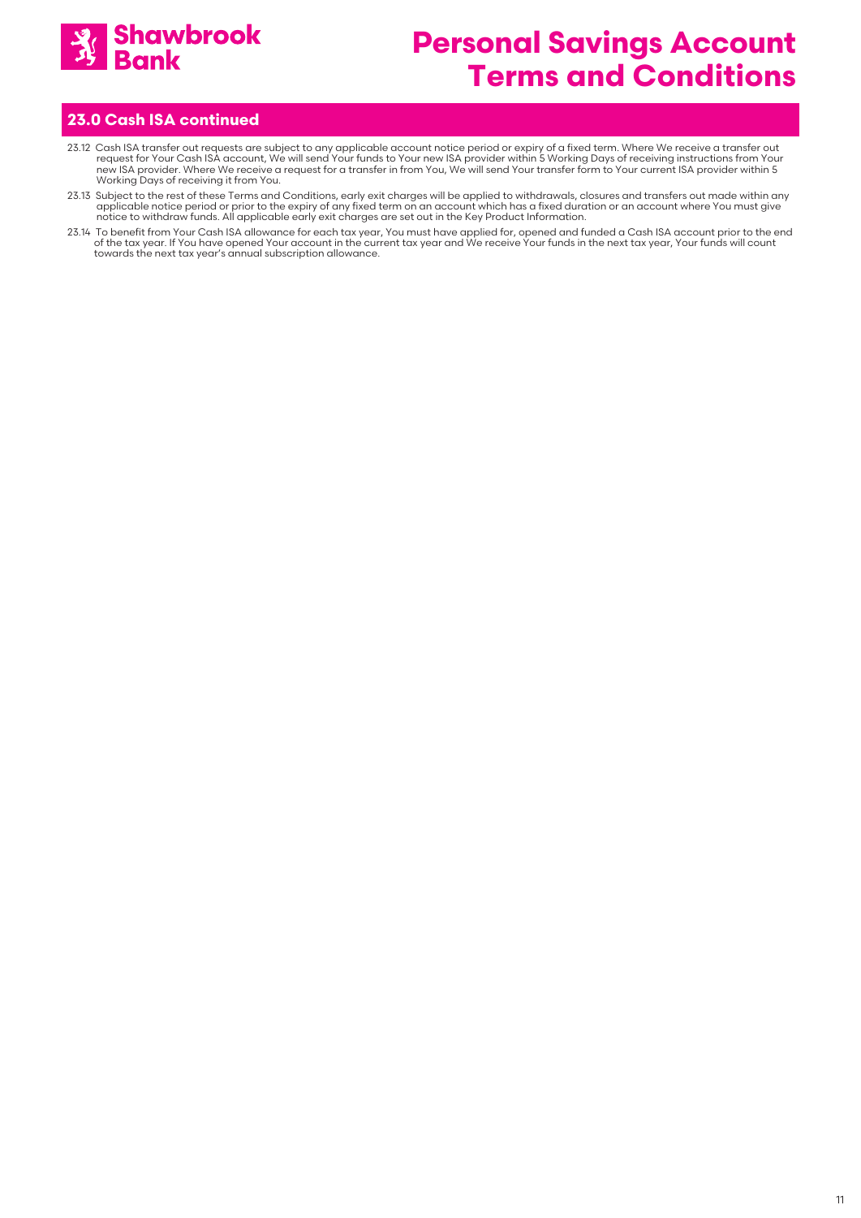## 23.0 Cash ISA continued

23.12 Cash ISA transfer out requests are subject to any applicable account notice period or expiry of a fixed term. Where We receive a transfer out request for Your Cash ISA account, We will send Your funds to Your new ISA provider within 5 Working Days of receiving instructions from Your new ISA provider. Where We receive a request for a transfer in from You, We will send Your transfer form to Your current ISA provider within 5 Working Days of receiving it from You.

23.13 Subject to the rest of these Terms and Conditions, early exit charges will be applied to withdrawals, closures and transfers out made within any applicable notice period or prior to the expiry of any fixed term on an account which has a fixed duration or an account where You must give notice to withdraw funds. All applicable early exit charges are set out in the Key Product Information.

23.14 To benefit from Your Cash ISA allowance for each tax year, You must have applied for, opened and funded a Cash ISA account prior to the end of the tax year. If You have opened Your account in the current tax year and We receive Your funds in the next tax year, Your funds will count towards the next tax year's annual subscription allowance.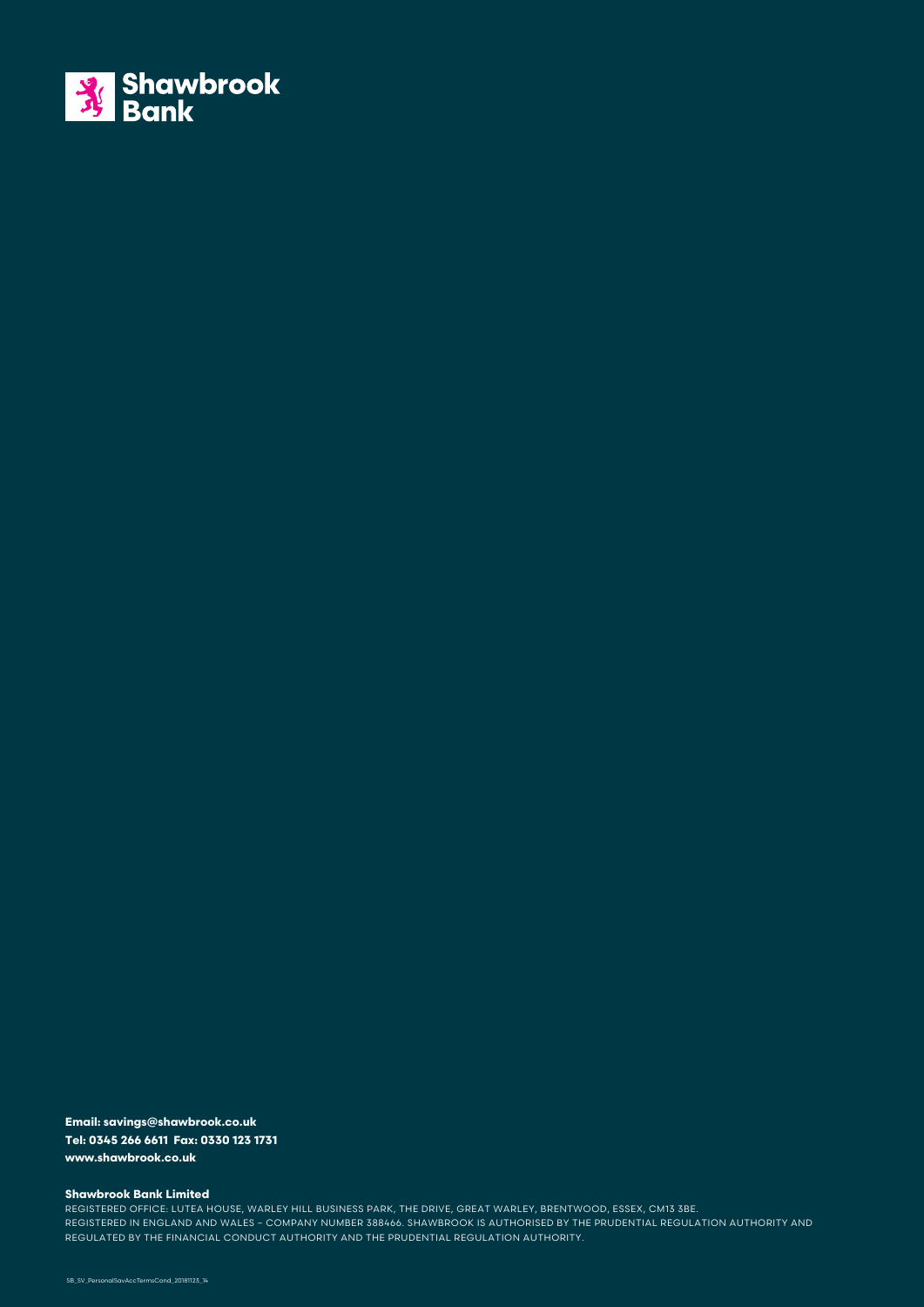Shawbrook Bank

**Email: savings@shawbrook.co.uk**
**Tel: 0345 266 6611 Fax: 0330 123 1731**
**www.shawbrook.co.uk**

**Shawbrook Bank Limited**

REGISTERED OFFICE: LUTEA HOUSE, WARLEY HILL BUSINESS PARK, THE DRIVE, GREAT WARLEY, BRENTWOOD, ESSEX, CM13 3BE.
REGISTERED IN ENGLAND AND WALES – COMPANY NUMBER 388466. SHAWBROOK IS AUTHORISED BY THE PRUDENTIAL REGULATION AUTHORITY AND REGULATED BY THE FINANCIAL CONDUCT AUTHORITY AND THE PRUDENTIAL REGULATION AUTHORITY.

SB_SV_PersonalSavAccTermsCond_20181123_14